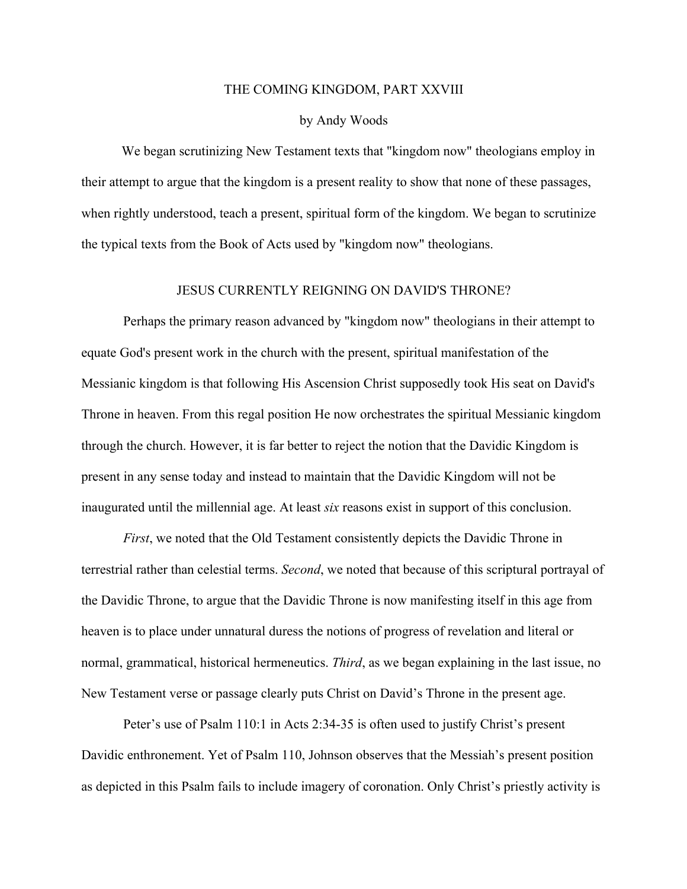# THE COMING KINGDOM, PART XXVIII

by Andy Woods

We began scrutinizing New Testament texts that "kingdom now" theologians employ in their attempt to argue that the kingdom is a present reality to show that none of these passages, when rightly understood, teach a present, spiritual form of the kingdom. We began to scrutinize the typical texts from the Book of Acts used by "kingdom now" theologians.

## JESUS CURRENTLY REIGNING ON DAVID'S THRONE?

Perhaps the primary reason advanced by "kingdom now" theologians in their attempt to equate God's present work in the church with the present, spiritual manifestation of the Messianic kingdom is that following His Ascension Christ supposedly took His seat on David's Throne in heaven. From this regal position He now orchestrates the spiritual Messianic kingdom through the church. However, it is far better to reject the notion that the Davidic Kingdom is present in any sense today and instead to maintain that the Davidic Kingdom will not be inaugurated until the millennial age. At least *six* reasons exist in support of this conclusion.

*First*, we noted that the Old Testament consistently depicts the Davidic Throne in terrestrial rather than celestial terms. *Second*, we noted that because of this scriptural portrayal of the Davidic Throne, to argue that the Davidic Throne is now manifesting itself in this age from heaven is to place under unnatural duress the notions of progress of revelation and literal or normal, grammatical, historical hermeneutics. *Third*, as we began explaining in the last issue, no New Testament verse or passage clearly puts Christ on David's Throne in the present age.

Peter's use of Psalm 110:1 in Acts 2:34-35 is often used to justify Christ's present Davidic enthronement. Yet of Psalm 110, Johnson observes that the Messiah's present position as depicted in this Psalm fails to include imagery of coronation. Only Christ's priestly activity is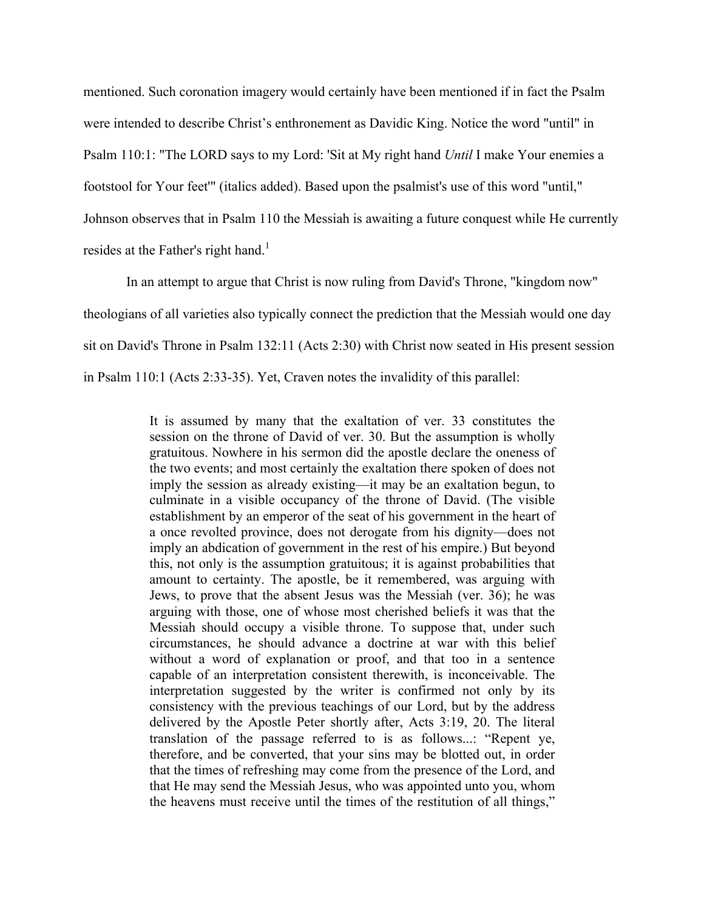mentioned. Such coronation imagery would certainly have been mentioned if in fact the Psalm were intended to describe Christ's enthronement as Davidic King. Notice the word "until" in Psalm 110:1: "The LORD says to my Lord: 'Sit at My right hand *Until* I make Your enemies a footstool for Your feet'" (italics added). Based upon the psalmist's use of this word "until," Johnson observes that in Psalm 110 the Messiah is awaiting a future conquest while He currently resides at the Father's right hand.[1]

In an attempt to argue that Christ is now ruling from David's Throne, "kingdom now" theologians of all varieties also typically connect the prediction that the Messiah would one day sit on David's Throne in Psalm 132:11 (Acts 2:30) with Christ now seated in His present session in Psalm 110:1 (Acts 2:33-35). Yet, Craven notes the invalidity of this parallel:

> It is assumed by many that the exaltation of ver. 33 constitutes the session on the throne of David of ver. 30. But the assumption is wholly gratuitous. Nowhere in his sermon did the apostle declare the oneness of the two events; and most certainly the exaltation there spoken of does not imply the session as already existing—it may be an exaltation begun, to culminate in a visible occupancy of the throne of David. (The visible establishment by an emperor of the seat of his government in the heart of a once revolted province, does not derogate from his dignity—does not imply an abdication of government in the rest of his empire.) But beyond this, not only is the assumption gratuitous; it is against probabilities that amount to certainty. The apostle, be it remembered, was arguing with Jews, to prove that the absent Jesus was the Messiah (ver. 36); he was arguing with those, one of whose most cherished beliefs it was that the Messiah should occupy a visible throne. To suppose that, under such circumstances, he should advance a doctrine at war with this belief without a word of explanation or proof, and that too in a sentence capable of an interpretation consistent therewith, is inconceivable. The interpretation suggested by the writer is confirmed not only by its consistency with the previous teachings of our Lord, but by the address delivered by the Apostle Peter shortly after, Acts 3:19, 20. The literal translation of the passage referred to is as follows...: "Repent ye, therefore, and be converted, that your sins may be blotted out, in order that the times of refreshing may come from the presence of the Lord, and that He may send the Messiah Jesus, who was appointed unto you, whom the heavens must receive until the times of the restitution of all things,"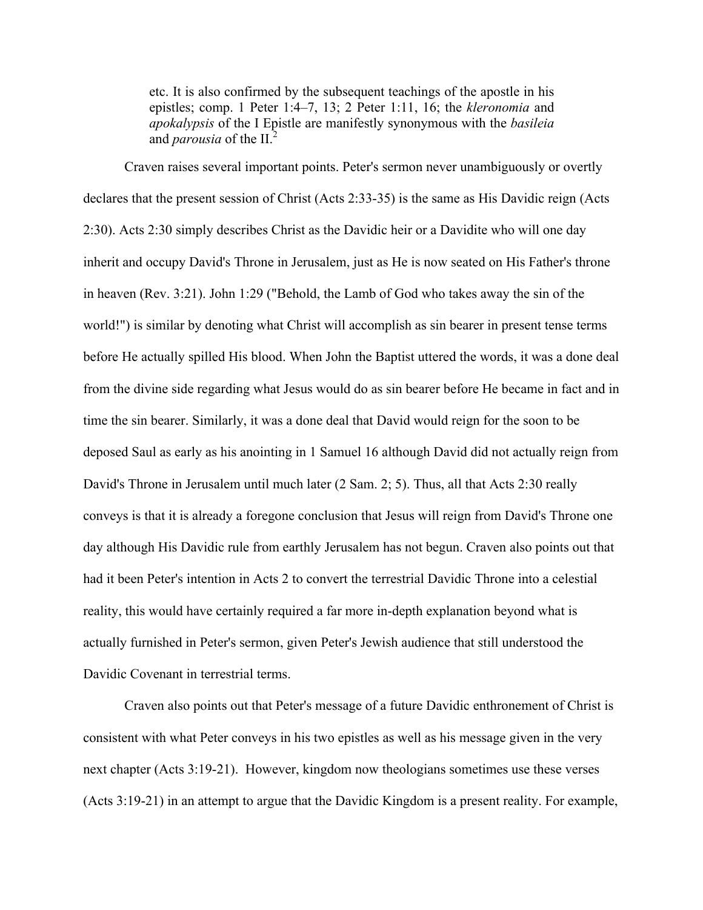etc. It is also confirmed by the subsequent teachings of the apostle in his epistles; comp. 1 Peter 1:4–7, 13; 2 Peter 1:11, 16; the *kleronomia* and *apokalypsis* of the I Epistle are manifestly synonymous with the *basileia* and *parousia* of the II.[2]

Craven raises several important points. Peter's sermon never unambiguously or overtly declares that the present session of Christ (Acts 2:33-35) is the same as His Davidic reign (Acts 2:30). Acts 2:30 simply describes Christ as the Davidic heir or a Davidite who will one day inherit and occupy David's Throne in Jerusalem, just as He is now seated on His Father's throne in heaven (Rev. 3:21). John 1:29 ("Behold, the Lamb of God who takes away the sin of the world!") is similar by denoting what Christ will accomplish as sin bearer in present tense terms before He actually spilled His blood. When John the Baptist uttered the words, it was a done deal from the divine side regarding what Jesus would do as sin bearer before He became in fact and in time the sin bearer. Similarly, it was a done deal that David would reign for the soon to be deposed Saul as early as his anointing in 1 Samuel 16 although David did not actually reign from David's Throne in Jerusalem until much later (2 Sam. 2; 5). Thus, all that Acts 2:30 really conveys is that it is already a foregone conclusion that Jesus will reign from David's Throne one day although His Davidic rule from earthly Jerusalem has not begun. Craven also points out that had it been Peter's intention in Acts 2 to convert the terrestrial Davidic Throne into a celestial reality, this would have certainly required a far more in-depth explanation beyond what is actually furnished in Peter's sermon, given Peter's Jewish audience that still understood the Davidic Covenant in terrestrial terms.

Craven also points out that Peter's message of a future Davidic enthronement of Christ is consistent with what Peter conveys in his two epistles as well as his message given in the very next chapter (Acts 3:19-21). However, kingdom now theologians sometimes use these verses (Acts 3:19-21) in an attempt to argue that the Davidic Kingdom is a present reality. For example,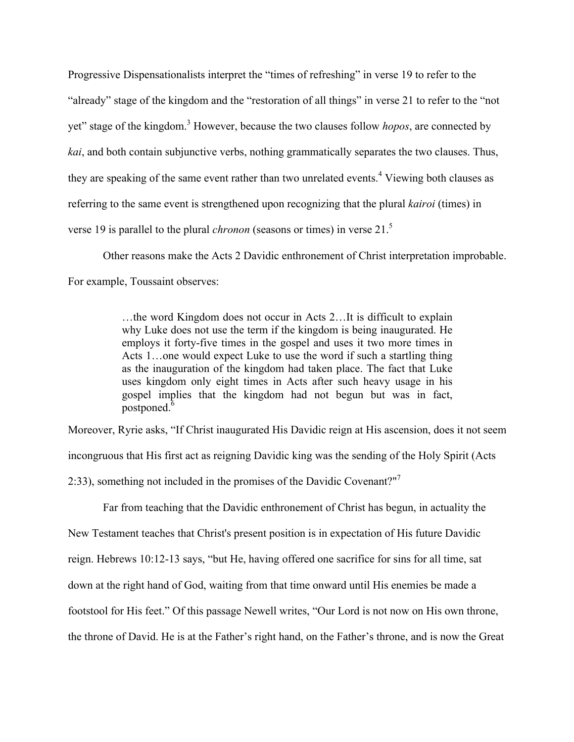Progressive Dispensationalists interpret the "times of refreshing" in verse 19 to refer to the "already" stage of the kingdom and the "restoration of all things" in verse 21 to refer to the "not yet" stage of the kingdom.[3] However, because the two clauses follow *hopos*, are connected by *kai*, and both contain subjunctive verbs, nothing grammatically separates the two clauses. Thus, they are speaking of the same event rather than two unrelated events.[4] Viewing both clauses as referring to the same event is strengthened upon recognizing that the plural *kairoi* (times) in verse 19 is parallel to the plural *chronon* (seasons or times) in verse 21.[5]

Other reasons make the Acts 2 Davidic enthronement of Christ interpretation improbable. For example, Toussaint observes:

> …the word Kingdom does not occur in Acts 2…It is difficult to explain why Luke does not use the term if the kingdom is being inaugurated. He employs it forty-five times in the gospel and uses it two more times in Acts 1…one would expect Luke to use the word if such a startling thing as the inauguration of the kingdom had taken place. The fact that Luke uses kingdom only eight times in Acts after such heavy usage in his gospel implies that the kingdom had not begun but was in fact, postponed.[6]

Moreover, Ryrie asks, "If Christ inaugurated His Davidic reign at His ascension, does it not seem incongruous that His first act as reigning Davidic king was the sending of the Holy Spirit (Acts 2:33), something not included in the promises of the Davidic Covenant?"[7]

Far from teaching that the Davidic enthronement of Christ has begun, in actuality the New Testament teaches that Christ's present position is in expectation of His future Davidic reign. Hebrews 10:12-13 says, "but He, having offered one sacrifice for sins for all time, sat down at the right hand of God, waiting from that time onward until His enemies be made a footstool for His feet." Of this passage Newell writes, "Our Lord is not now on His own throne, the throne of David. He is at the Father's right hand, on the Father's throne, and is now the Great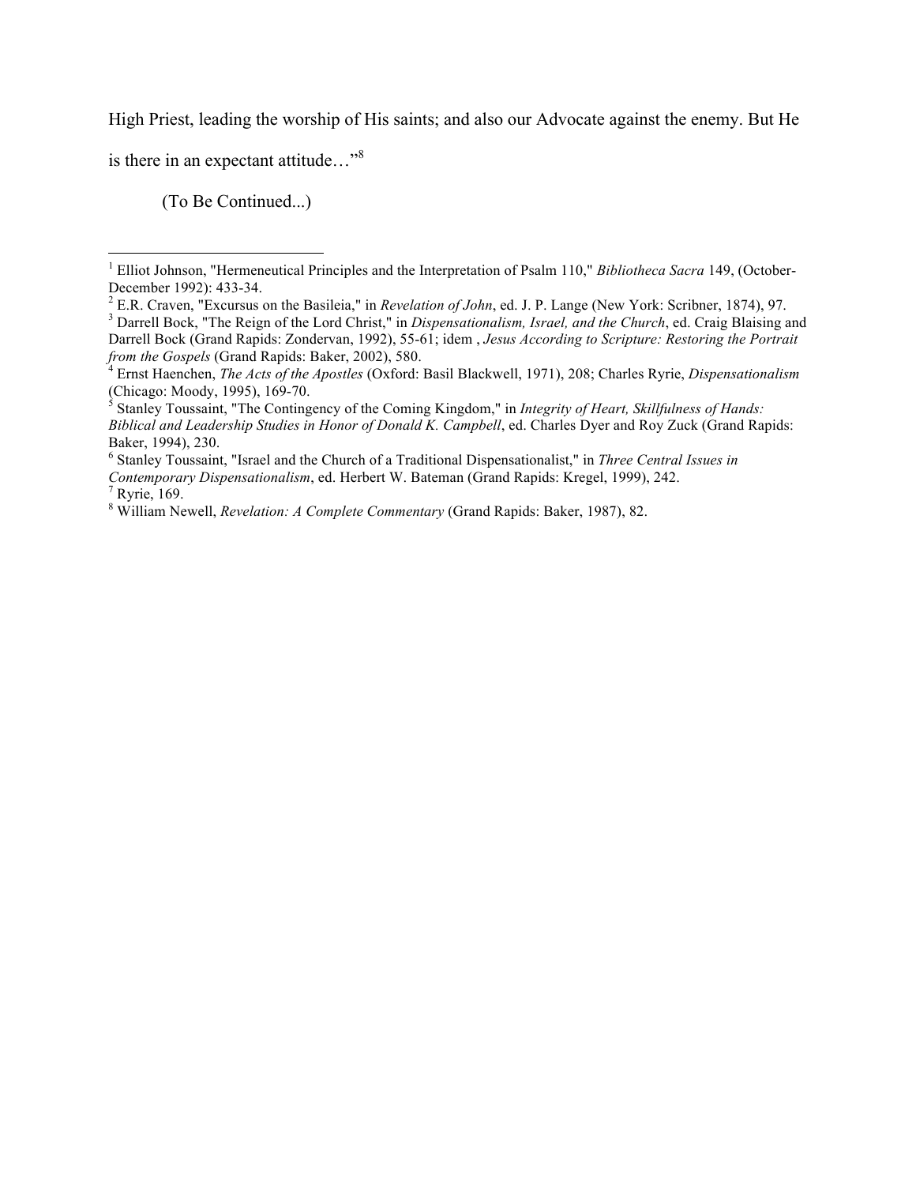High Priest, leading the worship of His saints; and also our Advocate against the enemy. But He is there in an expectant attitude…"[8]

(To Be Continued...)

---

[1] Elliot Johnson, "Hermeneutical Principles and the Interpretation of Psalm 110," *Bibliotheca Sacra* 149, (October-December 1992): 433-34.

[2] E.R. Craven, "Excursus on the Basileia," in *Revelation of John*, ed. J. P. Lange (New York: Scribner, 1874), 97.

[3] Darrell Bock, "The Reign of the Lord Christ," in *Dispensationalism, Israel, and the Church*, ed. Craig Blaising and Darrell Bock (Grand Rapids: Zondervan, 1992), 55-61; idem , *Jesus According to Scripture: Restoring the Portrait from the Gospels* (Grand Rapids: Baker, 2002), 580.

[4] Ernst Haenchen, *The Acts of the Apostles* (Oxford: Basil Blackwell, 1971), 208; Charles Ryrie, *Dispensationalism* (Chicago: Moody, 1995), 169-70.

[5] Stanley Toussaint, "The Contingency of the Coming Kingdom," in *Integrity of Heart, Skillfulness of Hands: Biblical and Leadership Studies in Honor of Donald K. Campbell*, ed. Charles Dyer and Roy Zuck (Grand Rapids: Baker, 1994), 230.

[6] Stanley Toussaint, "Israel and the Church of a Traditional Dispensationalist," in *Three Central Issues in Contemporary Dispensationalism*, ed. Herbert W. Bateman (Grand Rapids: Kregel, 1999), 242.

[7] Ryrie, 169.

[8] William Newell, *Revelation: A Complete Commentary* (Grand Rapids: Baker, 1987), 82.